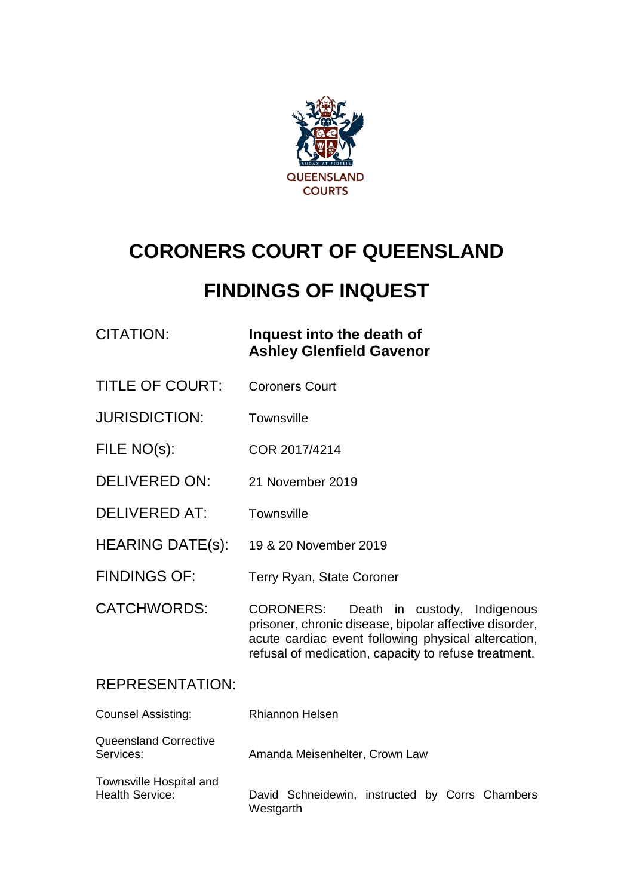QUEENSLAND COURTS

# CORONERS COURT OF QUEENSLAND

# FINDINGS OF INQUEST

| | |
|---|---|
| CITATION: | **Inquest into the death of Ashley Glenfield Gavenor** |
| TITLE OF COURT: | Coroners Court |
| JURISDICTION: | Townsville |
| FILE NO(s): | COR 2017/4214 |
| DELIVERED ON: | 21 November 2019 |
| DELIVERED AT: | Townsville |
| HEARING DATE(s): | 19 & 20 November 2019 |
| FINDINGS OF: | Terry Ryan, State Coroner |
| CATCHWORDS: | CORONERS: Death in custody, Indigenous prisoner, chronic disease, bipolar affective disorder, acute cardiac event following physical altercation, refusal of medication, capacity to refuse treatment. |

REPRESENTATION:

| | |
|---|---|
| Counsel Assisting: | Rhiannon Helsen |
| Queensland Corrective Services: | Amanda Meisenhelter, Crown Law |
| Townsville Hospital and Health Service: | David Schneidewin, instructed by Corrs Chambers Westgarth |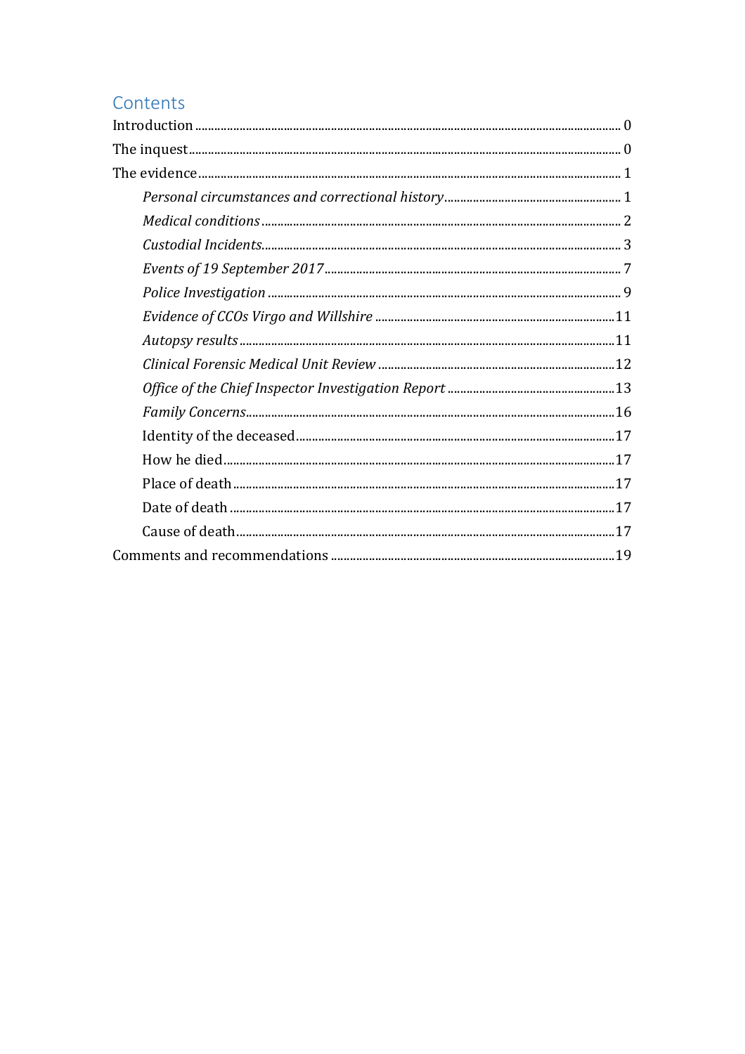## Contents

Introduction ............................................................................................................................ 0

The inquest............................................................................................................................. 0

The evidence .......................................................................................................................... 1

*Personal circumstances and correctional history* ........................................................ 1

*Medical conditions* ............................................................................................................ 2

*Custodial Incidents*............................................................................................................. 3

*Events of 19 September 2017* ........................................................................................... 7

*Police Investigation* .......................................................................................................... 9

*Evidence of CCOs Virgo and Willshire* ........................................................................... 11

*Autopsy results* ................................................................................................................ 11

*Clinical Forensic Medical Unit Review* ......................................................................... 12

*Office of the Chief Inspector Investigation Report* ..................................................... 13

*Family Concerns*................................................................................................................ 16

Identity of the deceased ..................................................................................................... 17

How he died .......................................................................................................................... 17

Place of death ....................................................................................................................... 17

Date of death ........................................................................................................................ 17

Cause of death ..................................................................................................................... 17

Comments and recommendations ................................................................................... 19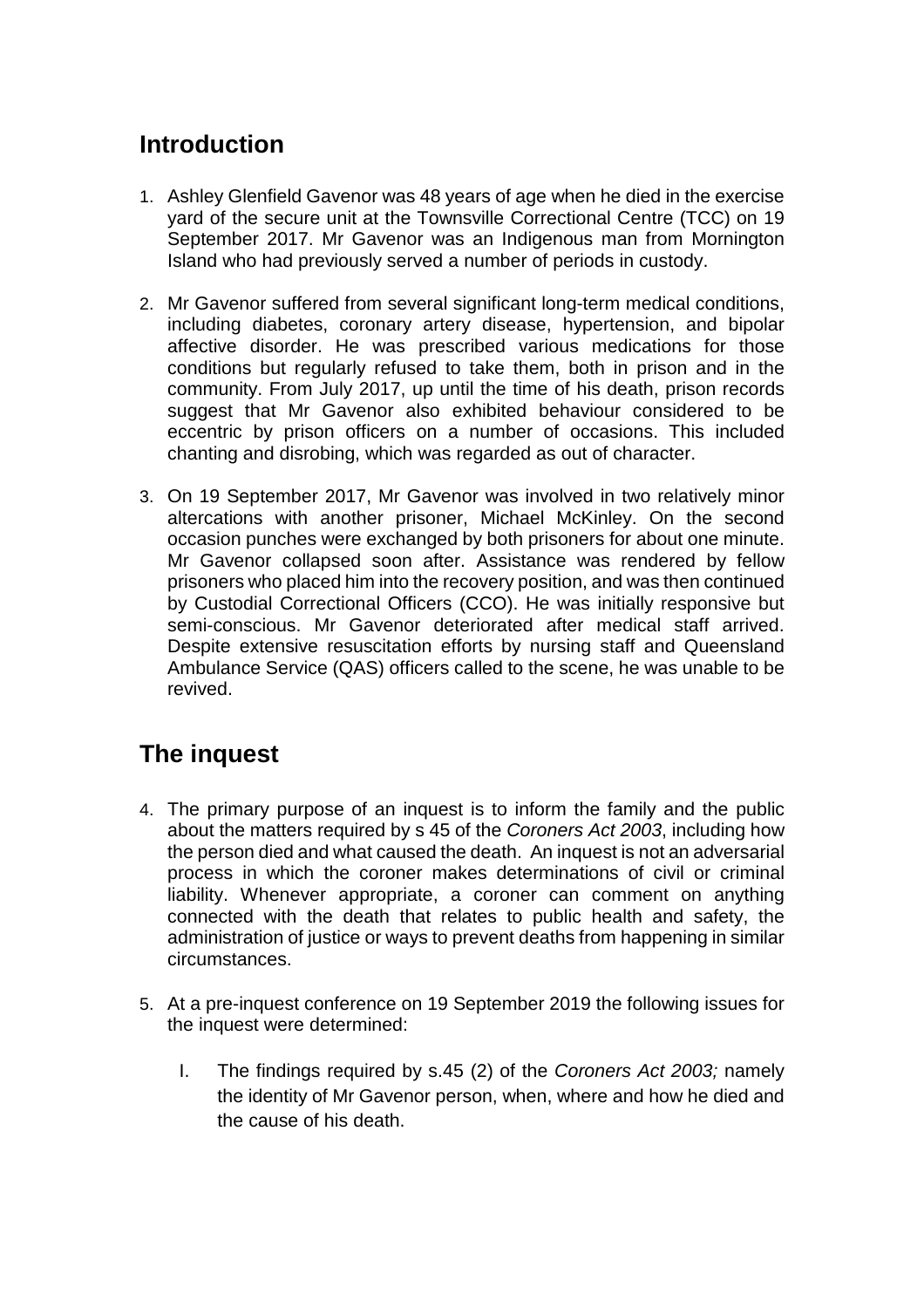## Introduction

1. Ashley Glenfield Gavenor was 48 years of age when he died in the exercise yard of the secure unit at the Townsville Correctional Centre (TCC) on 19 September 2017. Mr Gavenor was an Indigenous man from Mornington Island who had previously served a number of periods in custody.

2. Mr Gavenor suffered from several significant long-term medical conditions, including diabetes, coronary artery disease, hypertension, and bipolar affective disorder. He was prescribed various medications for those conditions but regularly refused to take them, both in prison and in the community. From July 2017, up until the time of his death, prison records suggest that Mr Gavenor also exhibited behaviour considered to be eccentric by prison officers on a number of occasions. This included chanting and disrobing, which was regarded as out of character.

3. On 19 September 2017, Mr Gavenor was involved in two relatively minor altercations with another prisoner, Michael McKinley. On the second occasion punches were exchanged by both prisoners for about one minute. Mr Gavenor collapsed soon after. Assistance was rendered by fellow prisoners who placed him into the recovery position, and was then continued by Custodial Correctional Officers (CCO). He was initially responsive but semi-conscious. Mr Gavenor deteriorated after medical staff arrived. Despite extensive resuscitation efforts by nursing staff and Queensland Ambulance Service (QAS) officers called to the scene, he was unable to be revived.

## The inquest

4. The primary purpose of an inquest is to inform the family and the public about the matters required by s 45 of the *Coroners Act 2003*, including how the person died and what caused the death. An inquest is not an adversarial process in which the coroner makes determinations of civil or criminal liability. Whenever appropriate, a coroner can comment on anything connected with the death that relates to public health and safety, the administration of justice or ways to prevent deaths from happening in similar circumstances.

5. At a pre-inquest conference on 19 September 2019 the following issues for the inquest were determined:

   I. The findings required by s.45 (2) of the *Coroners Act 2003;* namely the identity of Mr Gavenor person, when, where and how he died and the cause of his death.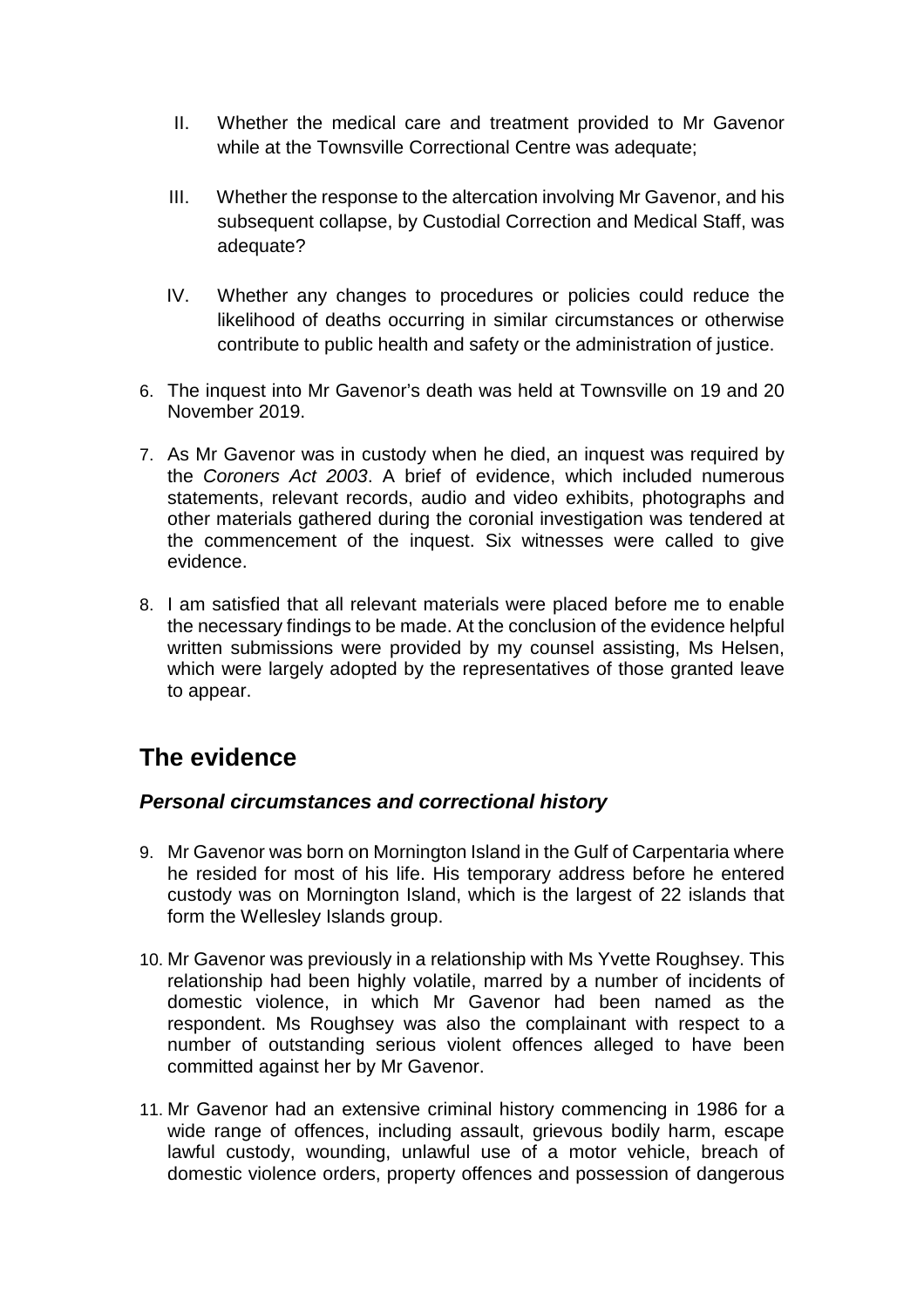II. Whether the medical care and treatment provided to Mr Gavenor while at the Townsville Correctional Centre was adequate;

III. Whether the response to the altercation involving Mr Gavenor, and his subsequent collapse, by Custodial Correction and Medical Staff, was adequate?

IV. Whether any changes to procedures or policies could reduce the likelihood of deaths occurring in similar circumstances or otherwise contribute to public health and safety or the administration of justice.

6. The inquest into Mr Gavenor's death was held at Townsville on 19 and 20 November 2019.

7. As Mr Gavenor was in custody when he died, an inquest was required by the *Coroners Act 2003*. A brief of evidence, which included numerous statements, relevant records, audio and video exhibits, photographs and other materials gathered during the coronial investigation was tendered at the commencement of the inquest. Six witnesses were called to give evidence.

8. I am satisfied that all relevant materials were placed before me to enable the necessary findings to be made. At the conclusion of the evidence helpful written submissions were provided by my counsel assisting, Ms Helsen, which were largely adopted by the representatives of those granted leave to appear.

## The evidence

### *Personal circumstances and correctional history*

9. Mr Gavenor was born on Mornington Island in the Gulf of Carpentaria where he resided for most of his life. His temporary address before he entered custody was on Mornington Island, which is the largest of 22 islands that form the Wellesley Islands group.

10. Mr Gavenor was previously in a relationship with Ms Yvette Roughsey. This relationship had been highly volatile, marred by a number of incidents of domestic violence, in which Mr Gavenor had been named as the respondent. Ms Roughsey was also the complainant with respect to a number of outstanding serious violent offences alleged to have been committed against her by Mr Gavenor.

11. Mr Gavenor had an extensive criminal history commencing in 1986 for a wide range of offences, including assault, grievous bodily harm, escape lawful custody, wounding, unlawful use of a motor vehicle, breach of domestic violence orders, property offences and possession of dangerous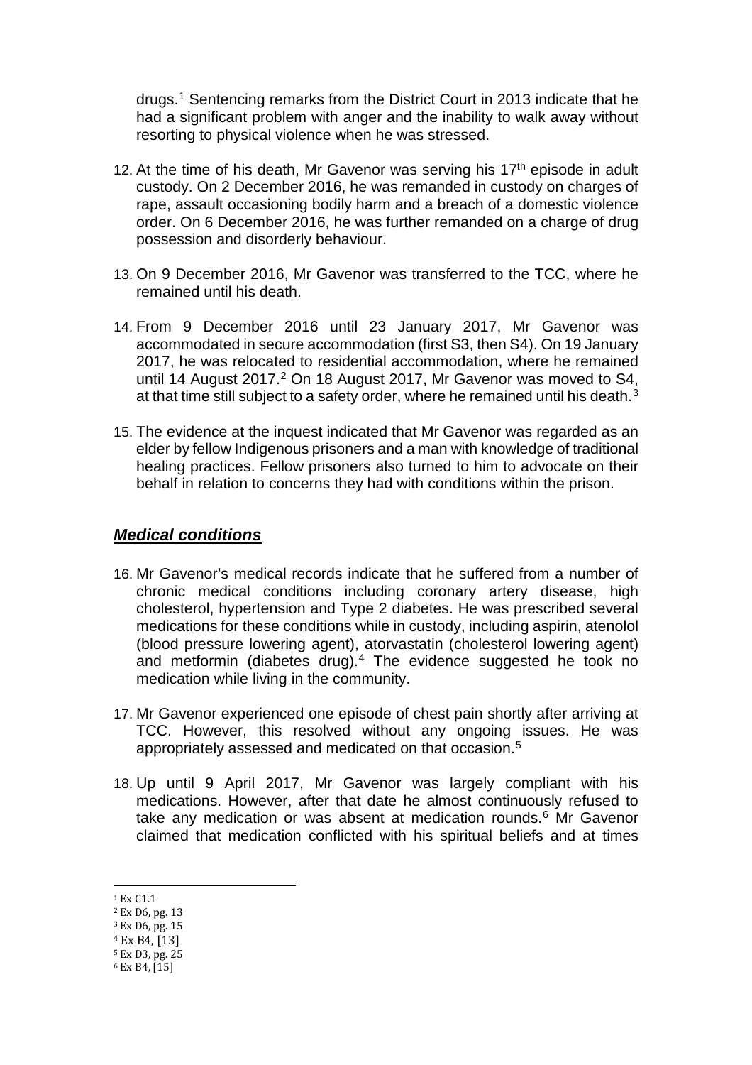drugs.[1] Sentencing remarks from the District Court in 2013 indicate that he had a significant problem with anger and the inability to walk away without resorting to physical violence when he was stressed.

12. At the time of his death, Mr Gavenor was serving his 17th episode in adult custody. On 2 December 2016, he was remanded in custody on charges of rape, assault occasioning bodily harm and a breach of a domestic violence order. On 6 December 2016, he was further remanded on a charge of drug possession and disorderly behaviour.

13. On 9 December 2016, Mr Gavenor was transferred to the TCC, where he remained until his death.

14. From 9 December 2016 until 23 January 2017, Mr Gavenor was accommodated in secure accommodation (first S3, then S4). On 19 January 2017, he was relocated to residential accommodation, where he remained until 14 August 2017.[2] On 18 August 2017, Mr Gavenor was moved to S4, at that time still subject to a safety order, where he remained until his death.[3]

15. The evidence at the inquest indicated that Mr Gavenor was regarded as an elder by fellow Indigenous prisoners and a man with knowledge of traditional healing practices. Fellow prisoners also turned to him to advocate on their behalf in relation to concerns they had with conditions within the prison.

## ***Medical conditions***

16. Mr Gavenor's medical records indicate that he suffered from a number of chronic medical conditions including coronary artery disease, high cholesterol, hypertension and Type 2 diabetes. He was prescribed several medications for these conditions while in custody, including aspirin, atenolol (blood pressure lowering agent), atorvastatin (cholesterol lowering agent) and metformin (diabetes drug).[4] The evidence suggested he took no medication while living in the community.

17. Mr Gavenor experienced one episode of chest pain shortly after arriving at TCC. However, this resolved without any ongoing issues. He was appropriately assessed and medicated on that occasion.[5]

18. Up until 9 April 2017, Mr Gavenor was largely compliant with his medications. However, after that date he almost continuously refused to take any medication or was absent at medication rounds.[6] Mr Gavenor claimed that medication conflicted with his spiritual beliefs and at times

---

[1] Ex C1.1
[2] Ex D6, pg. 13
[3] Ex D6, pg. 15
[4] Ex B4, [13]
[5] Ex D3, pg. 25
[6] Ex B4, [15]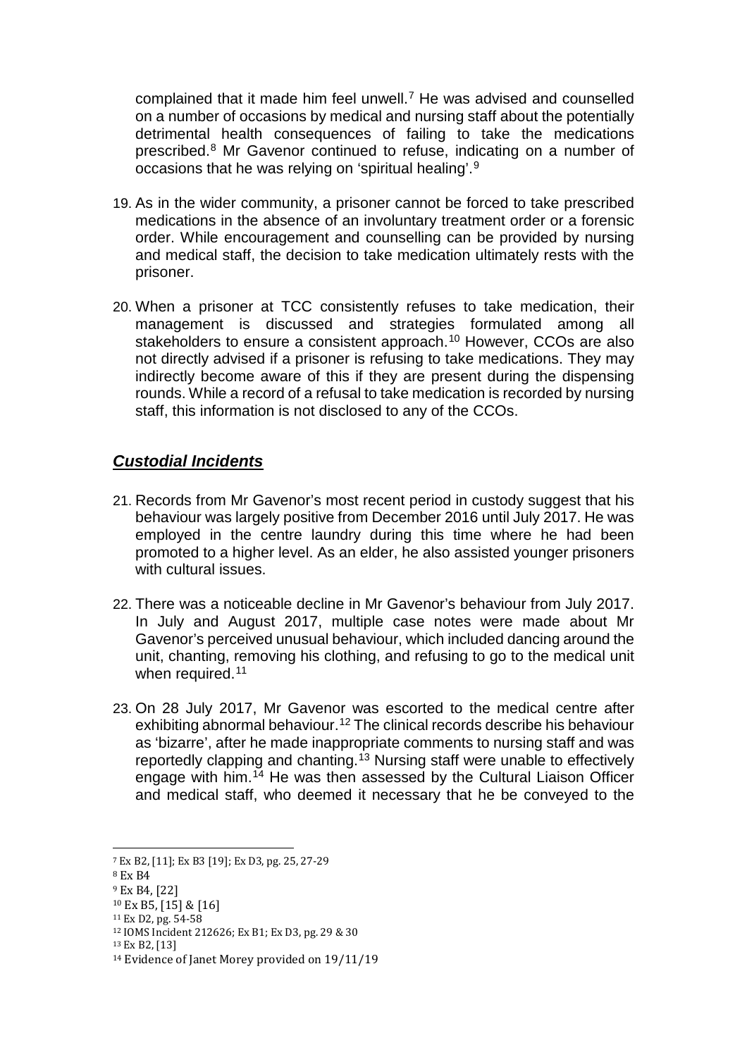complained that it made him feel unwell.[7] He was advised and counselled on a number of occasions by medical and nursing staff about the potentially detrimental health consequences of failing to take the medications prescribed.[8] Mr Gavenor continued to refuse, indicating on a number of occasions that he was relying on 'spiritual healing'.[9]

19. As in the wider community, a prisoner cannot be forced to take prescribed medications in the absence of an involuntary treatment order or a forensic order. While encouragement and counselling can be provided by nursing and medical staff, the decision to take medication ultimately rests with the prisoner.

20. When a prisoner at TCC consistently refuses to take medication, their management is discussed and strategies formulated among all stakeholders to ensure a consistent approach.[10] However, CCOs are also not directly advised if a prisoner is refusing to take medications. They may indirectly become aware of this if they are present during the dispensing rounds. While a record of a refusal to take medication is recorded by nursing staff, this information is not disclosed to any of the CCOs.

## ***Custodial Incidents***

21. Records from Mr Gavenor's most recent period in custody suggest that his behaviour was largely positive from December 2016 until July 2017. He was employed in the centre laundry during this time where he had been promoted to a higher level. As an elder, he also assisted younger prisoners with cultural issues.

22. There was a noticeable decline in Mr Gavenor's behaviour from July 2017. In July and August 2017, multiple case notes were made about Mr Gavenor's perceived unusual behaviour, which included dancing around the unit, chanting, removing his clothing, and refusing to go to the medical unit when required.[11]

23. On 28 July 2017, Mr Gavenor was escorted to the medical centre after exhibiting abnormal behaviour.[12] The clinical records describe his behaviour as 'bizarre', after he made inappropriate comments to nursing staff and was reportedly clapping and chanting.[13] Nursing staff were unable to effectively engage with him.[14] He was then assessed by the Cultural Liaison Officer and medical staff, who deemed it necessary that he be conveyed to the

---

[7] Ex B2, [11]; Ex B3 [19]; Ex D3, pg. 25, 27-29

[8] Ex B4

[9] Ex B4, [22]

[10] Ex B5, [15] & [16]

[11] Ex D2, pg. 54-58

[12] IOMS Incident 212626; Ex B1; Ex D3, pg. 29 & 30

[13] Ex B2, [13]

[14] Evidence of Janet Morey provided on 19/11/19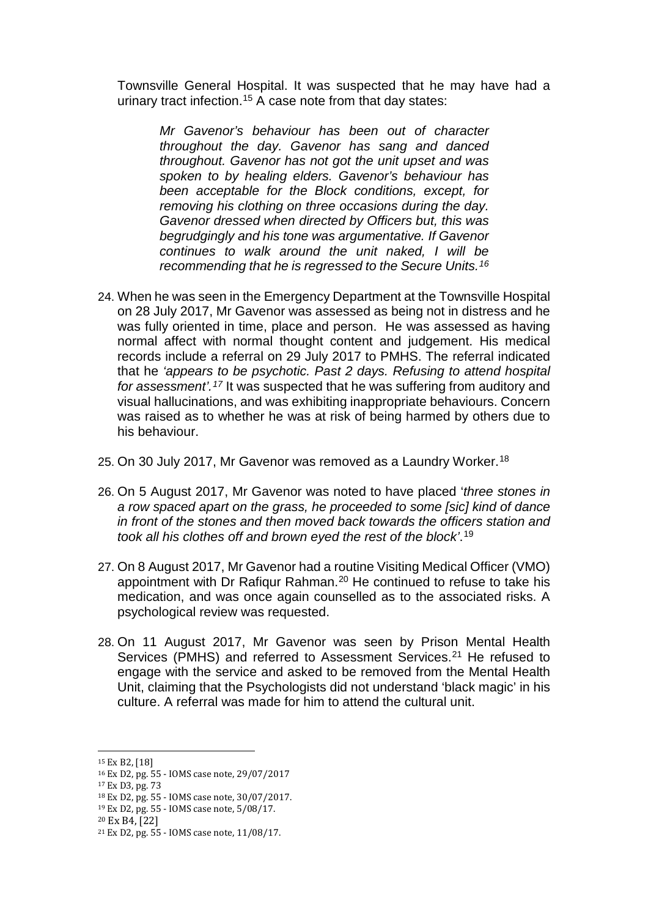Townsville General Hospital. It was suspected that he may have had a urinary tract infection.[15] A case note from that day states:

> *Mr Gavenor's behaviour has been out of character throughout the day. Gavenor has sang and danced throughout. Gavenor has not got the unit upset and was spoken to by healing elders. Gavenor's behaviour has been acceptable for the Block conditions, except, for removing his clothing on three occasions during the day. Gavenor dressed when directed by Officers but, this was begrudgingly and his tone was argumentative. If Gavenor continues to walk around the unit naked, I will be recommending that he is regressed to the Secure Units.*[16]

24. When he was seen in the Emergency Department at the Townsville Hospital on 28 July 2017, Mr Gavenor was assessed as being not in distress and he was fully oriented in time, place and person. He was assessed as having normal affect with normal thought content and judgement. His medical records include a referral on 29 July 2017 to PMHS. The referral indicated that he *'appears to be psychotic. Past 2 days. Refusing to attend hospital for assessment'*.[17] It was suspected that he was suffering from auditory and visual hallucinations, and was exhibiting inappropriate behaviours. Concern was raised as to whether he was at risk of being harmed by others due to his behaviour.

25. On 30 July 2017, Mr Gavenor was removed as a Laundry Worker.[18]

26. On 5 August 2017, Mr Gavenor was noted to have placed '*three stones in a row spaced apart on the grass, he proceeded to some [sic] kind of dance in front of the stones and then moved back towards the officers station and took all his clothes off and brown eyed the rest of the block*'.[19]

27. On 8 August 2017, Mr Gavenor had a routine Visiting Medical Officer (VMO) appointment with Dr Rafiqur Rahman.[20] He continued to refuse to take his medication, and was once again counselled as to the associated risks. A psychological review was requested.

28. On 11 August 2017, Mr Gavenor was seen by Prison Mental Health Services (PMHS) and referred to Assessment Services.[21] He refused to engage with the service and asked to be removed from the Mental Health Unit, claiming that the Psychologists did not understand 'black magic' in his culture. A referral was made for him to attend the cultural unit.

---

[15] Ex B2, [18]

[16] Ex D2, pg. 55 - IOMS case note, 29/07/2017

[17] Ex D3, pg. 73

[18] Ex D2, pg. 55 - IOMS case note, 30/07/2017.

[19] Ex D2, pg. 55 - IOMS case note, 5/08/17.

[20] Ex B4, [22]

[21] Ex D2, pg. 55 - IOMS case note, 11/08/17.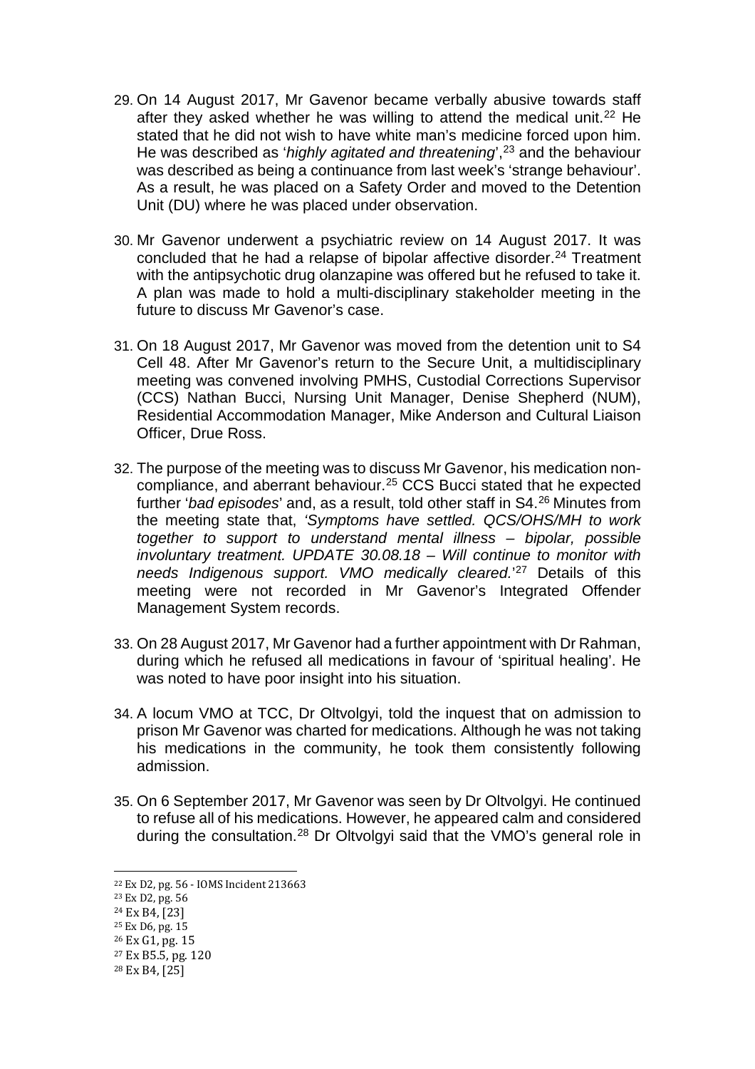29. On 14 August 2017, Mr Gavenor became verbally abusive towards staff after they asked whether he was willing to attend the medical unit.[22] He stated that he did not wish to have white man's medicine forced upon him. He was described as '*highly agitated and threatening*',[23] and the behaviour was described as being a continuance from last week's 'strange behaviour'. As a result, he was placed on a Safety Order and moved to the Detention Unit (DU) where he was placed under observation.

30. Mr Gavenor underwent a psychiatric review on 14 August 2017. It was concluded that he had a relapse of bipolar affective disorder.[24] Treatment with the antipsychotic drug olanzapine was offered but he refused to take it. A plan was made to hold a multi-disciplinary stakeholder meeting in the future to discuss Mr Gavenor's case.

31. On 18 August 2017, Mr Gavenor was moved from the detention unit to S4 Cell 48. After Mr Gavenor's return to the Secure Unit, a multidisciplinary meeting was convened involving PMHS, Custodial Corrections Supervisor (CCS) Nathan Bucci, Nursing Unit Manager, Denise Shepherd (NUM), Residential Accommodation Manager, Mike Anderson and Cultural Liaison Officer, Drue Ross.

32. The purpose of the meeting was to discuss Mr Gavenor, his medication non-compliance, and aberrant behaviour.[25] CCS Bucci stated that he expected further '*bad episodes*' and, as a result, told other staff in S4.[26] Minutes from the meeting state that, '*Symptoms have settled. QCS/OHS/MH to work together to support to understand mental illness – bipolar, possible involuntary treatment. UPDATE 30.08.18 – Will continue to monitor with needs Indigenous support. VMO medically cleared.*'[27] Details of this meeting were not recorded in Mr Gavenor's Integrated Offender Management System records.

33. On 28 August 2017, Mr Gavenor had a further appointment with Dr Rahman, during which he refused all medications in favour of 'spiritual healing'. He was noted to have poor insight into his situation.

34. A locum VMO at TCC, Dr Oltvolgyi, told the inquest that on admission to prison Mr Gavenor was charted for medications. Although he was not taking his medications in the community, he took them consistently following admission.

35. On 6 September 2017, Mr Gavenor was seen by Dr Oltvolgyi. He continued to refuse all of his medications. However, he appeared calm and considered during the consultation.[28] Dr Oltvolgyi said that the VMO's general role in

---

[22] Ex D2, pg. 56 - IOMS Incident 213663

[23] Ex D2, pg. 56

[24] Ex B4, [23]

[25] Ex D6, pg. 15

[26] Ex G1, pg. 15

[27] Ex B5.5, pg. 120

[28] Ex B4, [25]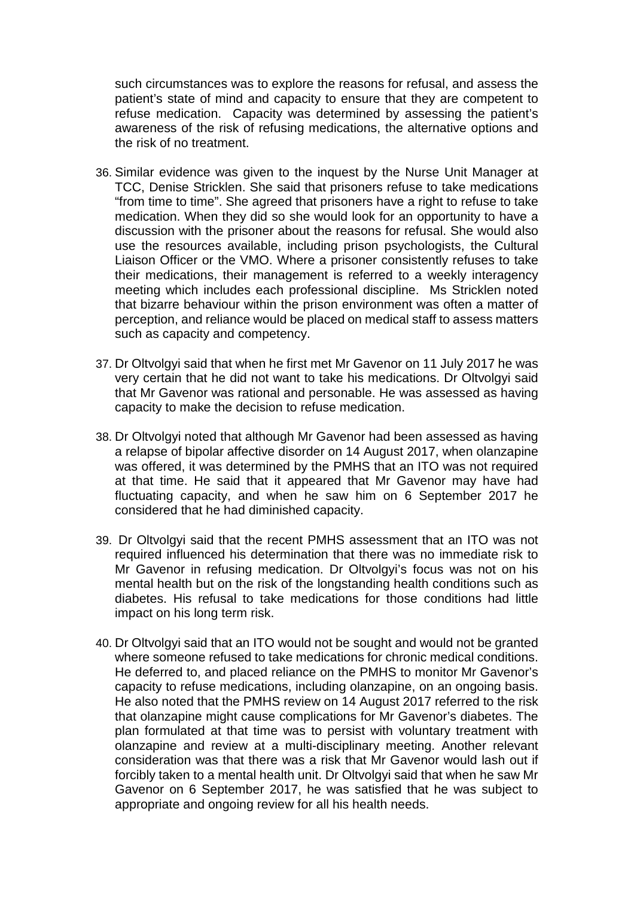such circumstances was to explore the reasons for refusal, and assess the patient's state of mind and capacity to ensure that they are competent to refuse medication. Capacity was determined by assessing the patient's awareness of the risk of refusing medications, the alternative options and the risk of no treatment.

36. Similar evidence was given to the inquest by the Nurse Unit Manager at TCC, Denise Stricklen. She said that prisoners refuse to take medications "from time to time". She agreed that prisoners have a right to refuse to take medication. When they did so she would look for an opportunity to have a discussion with the prisoner about the reasons for refusal. She would also use the resources available, including prison psychologists, the Cultural Liaison Officer or the VMO. Where a prisoner consistently refuses to take their medications, their management is referred to a weekly interagency meeting which includes each professional discipline. Ms Stricklen noted that bizarre behaviour within the prison environment was often a matter of perception, and reliance would be placed on medical staff to assess matters such as capacity and competency.

37. Dr Oltvolgyi said that when he first met Mr Gavenor on 11 July 2017 he was very certain that he did not want to take his medications. Dr Oltvolgyi said that Mr Gavenor was rational and personable. He was assessed as having capacity to make the decision to refuse medication.

38. Dr Oltvolgyi noted that although Mr Gavenor had been assessed as having a relapse of bipolar affective disorder on 14 August 2017, when olanzapine was offered, it was determined by the PMHS that an ITO was not required at that time. He said that it appeared that Mr Gavenor may have had fluctuating capacity, and when he saw him on 6 September 2017 he considered that he had diminished capacity.

39. Dr Oltvolgyi said that the recent PMHS assessment that an ITO was not required influenced his determination that there was no immediate risk to Mr Gavenor in refusing medication. Dr Oltvolgyi's focus was not on his mental health but on the risk of the longstanding health conditions such as diabetes. His refusal to take medications for those conditions had little impact on his long term risk.

40. Dr Oltvolgyi said that an ITO would not be sought and would not be granted where someone refused to take medications for chronic medical conditions. He deferred to, and placed reliance on the PMHS to monitor Mr Gavenor's capacity to refuse medications, including olanzapine, on an ongoing basis. He also noted that the PMHS review on 14 August 2017 referred to the risk that olanzapine might cause complications for Mr Gavenor's diabetes. The plan formulated at that time was to persist with voluntary treatment with olanzapine and review at a multi-disciplinary meeting. Another relevant consideration was that there was a risk that Mr Gavenor would lash out if forcibly taken to a mental health unit. Dr Oltvolgyi said that when he saw Mr Gavenor on 6 September 2017, he was satisfied that he was subject to appropriate and ongoing review for all his health needs.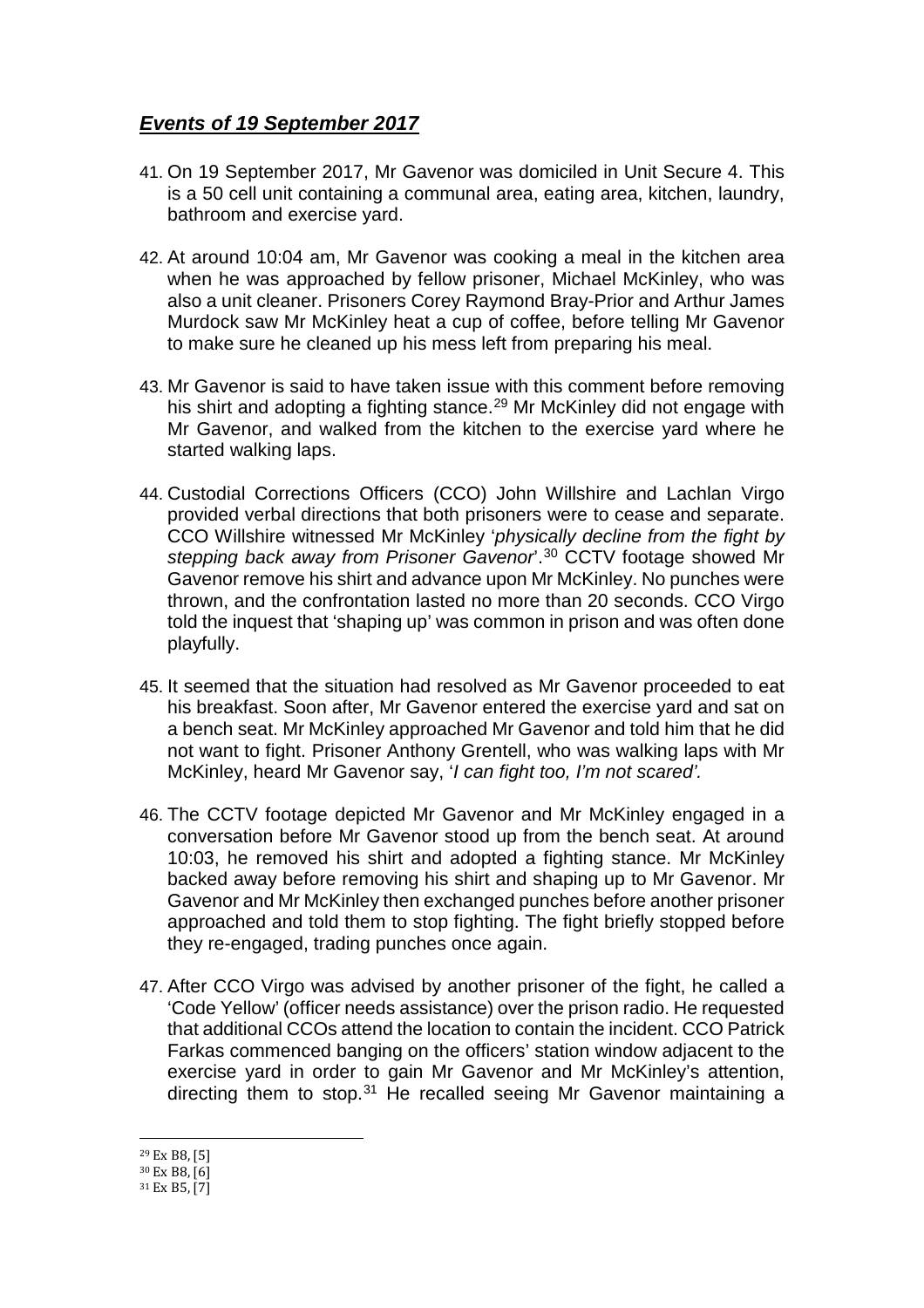## ***Events of 19 September 2017***

41. On 19 September 2017, Mr Gavenor was domiciled in Unit Secure 4. This is a 50 cell unit containing a communal area, eating area, kitchen, laundry, bathroom and exercise yard.

42. At around 10:04 am, Mr Gavenor was cooking a meal in the kitchen area when he was approached by fellow prisoner, Michael McKinley, who was also a unit cleaner. Prisoners Corey Raymond Bray-Prior and Arthur James Murdock saw Mr McKinley heat a cup of coffee, before telling Mr Gavenor to make sure he cleaned up his mess left from preparing his meal.

43. Mr Gavenor is said to have taken issue with this comment before removing his shirt and adopting a fighting stance.[29] Mr McKinley did not engage with Mr Gavenor, and walked from the kitchen to the exercise yard where he started walking laps.

44. Custodial Corrections Officers (CCO) John Willshire and Lachlan Virgo provided verbal directions that both prisoners were to cease and separate. CCO Willshire witnessed Mr McKinley '*physically decline from the fight by stepping back away from Prisoner Gavenor*'.[30] CCTV footage showed Mr Gavenor remove his shirt and advance upon Mr McKinley. No punches were thrown, and the confrontation lasted no more than 20 seconds. CCO Virgo told the inquest that 'shaping up' was common in prison and was often done playfully.

45. It seemed that the situation had resolved as Mr Gavenor proceeded to eat his breakfast. Soon after, Mr Gavenor entered the exercise yard and sat on a bench seat. Mr McKinley approached Mr Gavenor and told him that he did not want to fight. Prisoner Anthony Grentell, who was walking laps with Mr McKinley, heard Mr Gavenor say, '*I can fight too, I'm not scared'.*

46. The CCTV footage depicted Mr Gavenor and Mr McKinley engaged in a conversation before Mr Gavenor stood up from the bench seat. At around 10:03, he removed his shirt and adopted a fighting stance. Mr McKinley backed away before removing his shirt and shaping up to Mr Gavenor. Mr Gavenor and Mr McKinley then exchanged punches before another prisoner approached and told them to stop fighting. The fight briefly stopped before they re-engaged, trading punches once again.

47. After CCO Virgo was advised by another prisoner of the fight, he called a 'Code Yellow' (officer needs assistance) over the prison radio. He requested that additional CCOs attend the location to contain the incident. CCO Patrick Farkas commenced banging on the officers' station window adjacent to the exercise yard in order to gain Mr Gavenor and Mr McKinley's attention, directing them to stop.[31] He recalled seeing Mr Gavenor maintaining a

---

[29] Ex B8, [5]
[30] Ex B8, [6]
[31] Ex B5, [7]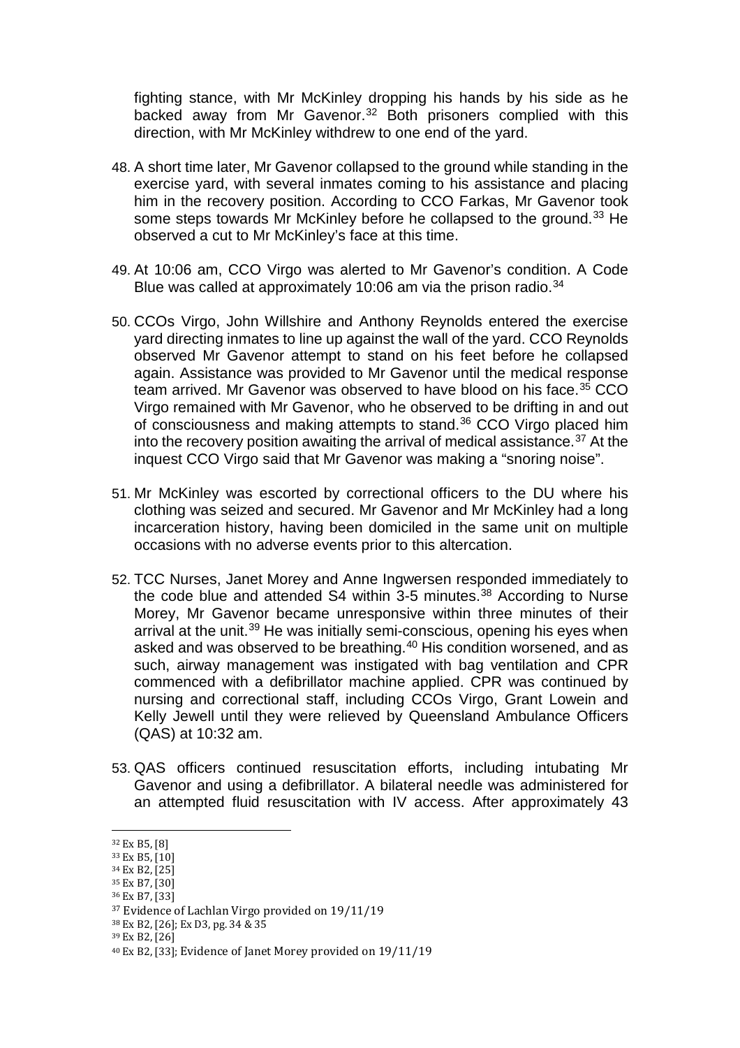fighting stance, with Mr McKinley dropping his hands by his side as he backed away from Mr Gavenor.[32] Both prisoners complied with this direction, with Mr McKinley withdrew to one end of the yard.

48. A short time later, Mr Gavenor collapsed to the ground while standing in the exercise yard, with several inmates coming to his assistance and placing him in the recovery position. According to CCO Farkas, Mr Gavenor took some steps towards Mr McKinley before he collapsed to the ground.[33] He observed a cut to Mr McKinley's face at this time.

49. At 10:06 am, CCO Virgo was alerted to Mr Gavenor's condition. A Code Blue was called at approximately 10:06 am via the prison radio.[34]

50. CCOs Virgo, John Willshire and Anthony Reynolds entered the exercise yard directing inmates to line up against the wall of the yard. CCO Reynolds observed Mr Gavenor attempt to stand on his feet before he collapsed again. Assistance was provided to Mr Gavenor until the medical response team arrived. Mr Gavenor was observed to have blood on his face.[35] CCO Virgo remained with Mr Gavenor, who he observed to be drifting in and out of consciousness and making attempts to stand.[36] CCO Virgo placed him into the recovery position awaiting the arrival of medical assistance.[37] At the inquest CCO Virgo said that Mr Gavenor was making a "snoring noise".

51. Mr McKinley was escorted by correctional officers to the DU where his clothing was seized and secured. Mr Gavenor and Mr McKinley had a long incarceration history, having been domiciled in the same unit on multiple occasions with no adverse events prior to this altercation.

52. TCC Nurses, Janet Morey and Anne Ingwersen responded immediately to the code blue and attended S4 within 3-5 minutes.[38] According to Nurse Morey, Mr Gavenor became unresponsive within three minutes of their arrival at the unit.[39] He was initially semi-conscious, opening his eyes when asked and was observed to be breathing.[40] His condition worsened, and as such, airway management was instigated with bag ventilation and CPR commenced with a defibrillator machine applied. CPR was continued by nursing and correctional staff, including CCOs Virgo, Grant Lowein and Kelly Jewell until they were relieved by Queensland Ambulance Officers (QAS) at 10:32 am.

53. QAS officers continued resuscitation efforts, including intubating Mr Gavenor and using a defibrillator. A bilateral needle was administered for an attempted fluid resuscitation with IV access. After approximately 43

---

[32] Ex B5, [8]
[33] Ex B5, [10]
[34] Ex B2, [25]
[35] Ex B7, [30]
[36] Ex B7, [33]
[37] Evidence of Lachlan Virgo provided on 19/11/19
[38] Ex B2, [26]; Ex D3, pg. 34 & 35
[39] Ex B2, [26]
[40] Ex B2, [33]; Evidence of Janet Morey provided on 19/11/19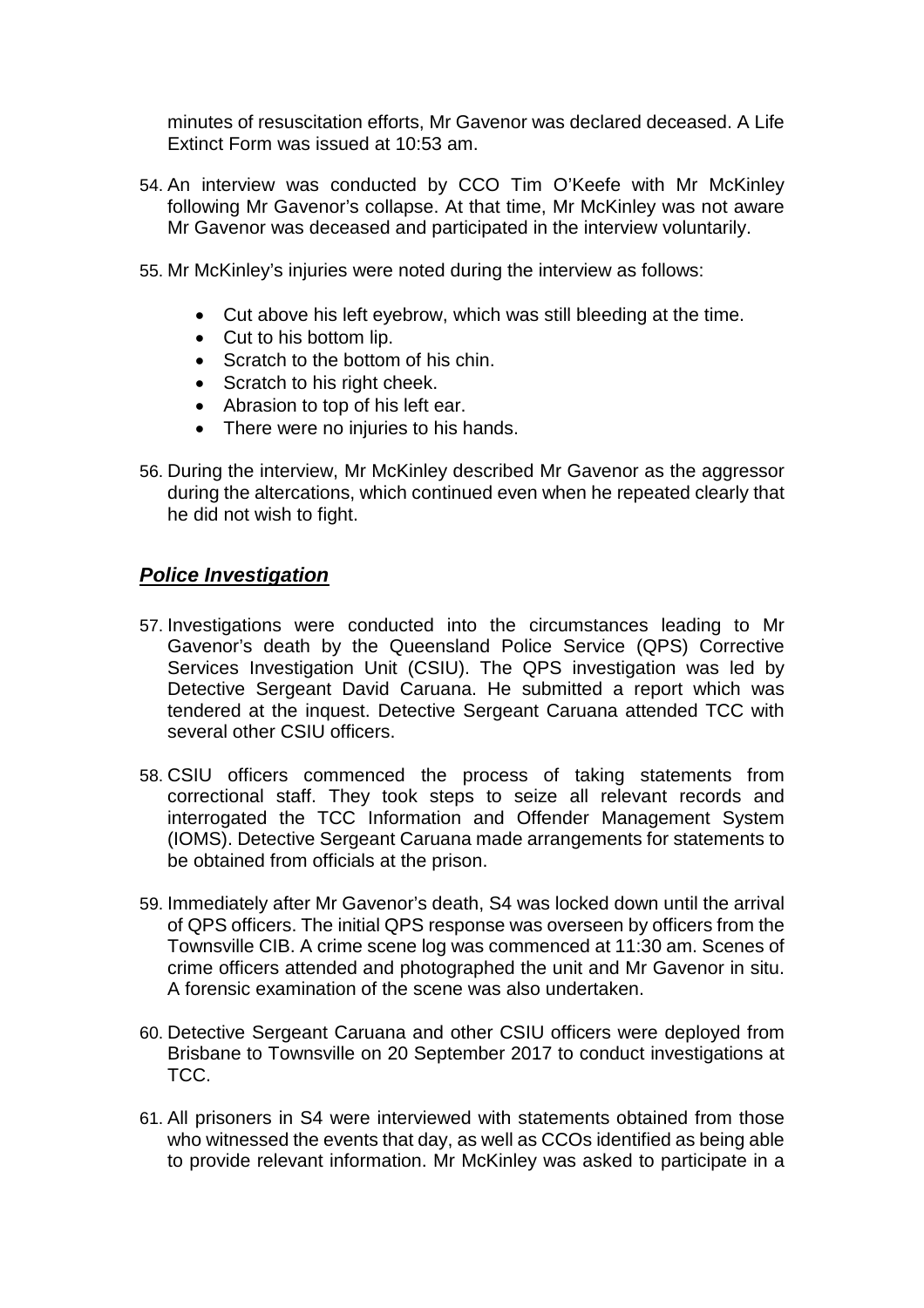minutes of resuscitation efforts, Mr Gavenor was declared deceased. A Life Extinct Form was issued at 10:53 am.

54. An interview was conducted by CCO Tim O'Keefe with Mr McKinley following Mr Gavenor's collapse. At that time, Mr McKinley was not aware Mr Gavenor was deceased and participated in the interview voluntarily.

55. Mr McKinley's injuries were noted during the interview as follows:

    - Cut above his left eyebrow, which was still bleeding at the time.
    - Cut to his bottom lip.
    - Scratch to the bottom of his chin.
    - Scratch to his right cheek.
    - Abrasion to top of his left ear.
    - There were no injuries to his hands.

56. During the interview, Mr McKinley described Mr Gavenor as the aggressor during the altercations, which continued even when he repeated clearly that he did not wish to fight.

## ***Police Investigation***

57. Investigations were conducted into the circumstances leading to Mr Gavenor's death by the Queensland Police Service (QPS) Corrective Services Investigation Unit (CSIU). The QPS investigation was led by Detective Sergeant David Caruana. He submitted a report which was tendered at the inquest. Detective Sergeant Caruana attended TCC with several other CSIU officers.

58. CSIU officers commenced the process of taking statements from correctional staff. They took steps to seize all relevant records and interrogated the TCC Information and Offender Management System (IOMS). Detective Sergeant Caruana made arrangements for statements to be obtained from officials at the prison.

59. Immediately after Mr Gavenor's death, S4 was locked down until the arrival of QPS officers. The initial QPS response was overseen by officers from the Townsville CIB. A crime scene log was commenced at 11:30 am. Scenes of crime officers attended and photographed the unit and Mr Gavenor in situ. A forensic examination of the scene was also undertaken.

60. Detective Sergeant Caruana and other CSIU officers were deployed from Brisbane to Townsville on 20 September 2017 to conduct investigations at TCC.

61. All prisoners in S4 were interviewed with statements obtained from those who witnessed the events that day, as well as CCOs identified as being able to provide relevant information. Mr McKinley was asked to participate in a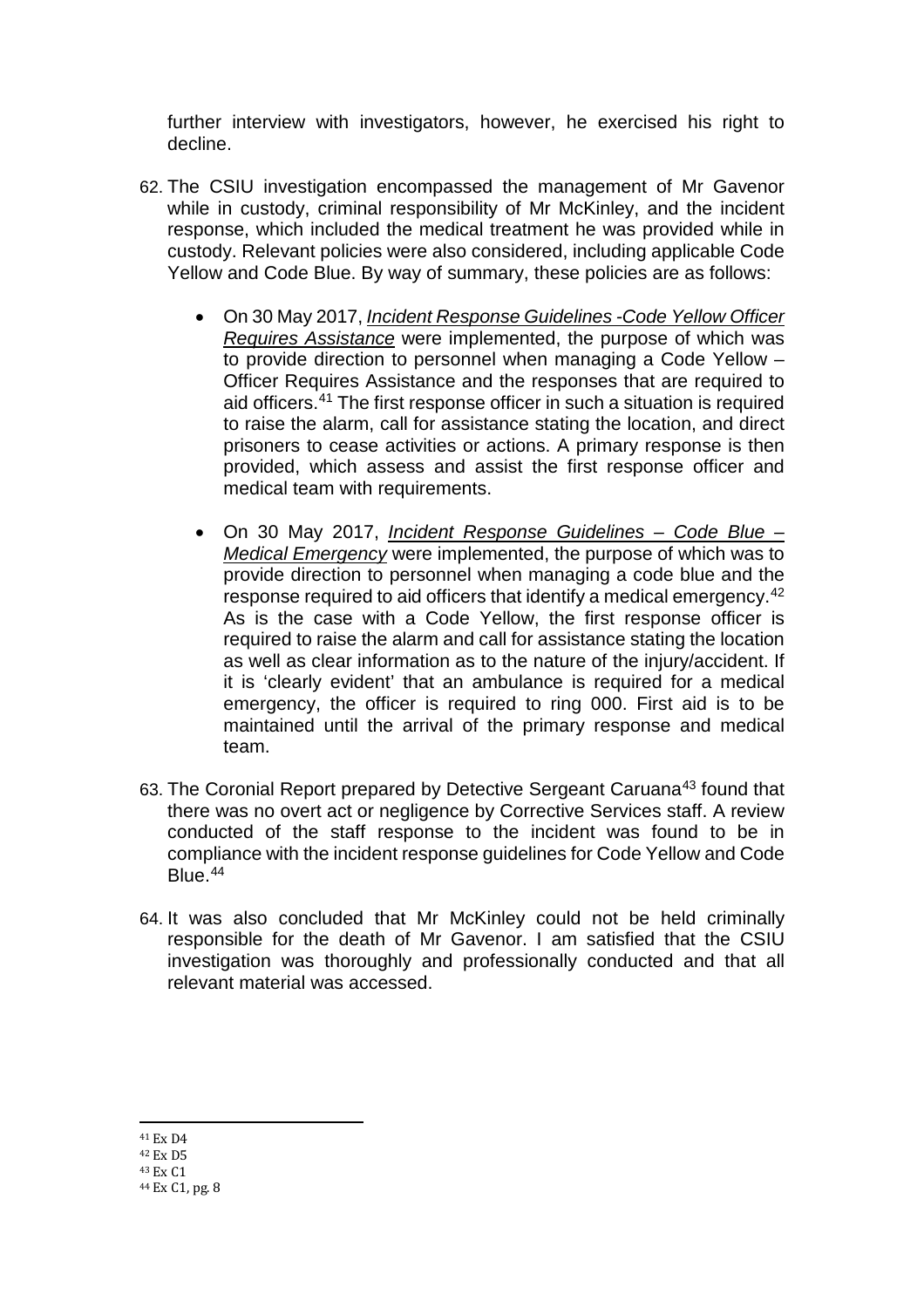further interview with investigators, however, he exercised his right to decline.

62. The CSIU investigation encompassed the management of Mr Gavenor while in custody, criminal responsibility of Mr McKinley, and the incident response, which included the medical treatment he was provided while in custody. Relevant policies were also considered, including applicable Code Yellow and Code Blue. By way of summary, these policies are as follows:

    - On 30 May 2017, <u>*Incident Response Guidelines -Code Yellow Officer Requires Assistance*</u> were implemented, the purpose of which was to provide direction to personnel when managing a Code Yellow – Officer Requires Assistance and the responses that are required to aid officers.[41] The first response officer in such a situation is required to raise the alarm, call for assistance stating the location, and direct prisoners to cease activities or actions. A primary response is then provided, which assess and assist the first response officer and medical team with requirements.

    - On 30 May 2017, <u>*Incident Response Guidelines – Code Blue – Medical Emergency*</u> were implemented, the purpose of which was to provide direction to personnel when managing a code blue and the response required to aid officers that identify a medical emergency.[42] As is the case with a Code Yellow, the first response officer is required to raise the alarm and call for assistance stating the location as well as clear information as to the nature of the injury/accident. If it is 'clearly evident' that an ambulance is required for a medical emergency, the officer is required to ring 000. First aid is to be maintained until the arrival of the primary response and medical team.

63. The Coronial Report prepared by Detective Sergeant Caruana[43] found that there was no overt act or negligence by Corrective Services staff. A review conducted of the staff response to the incident was found to be in compliance with the incident response guidelines for Code Yellow and Code Blue.[44]

64. It was also concluded that Mr McKinley could not be held criminally responsible for the death of Mr Gavenor. I am satisfied that the CSIU investigation was thoroughly and professionally conducted and that all relevant material was accessed.

---

[41] Ex D4

[42] Ex D5

[43] Ex C1

[44] Ex C1, pg. 8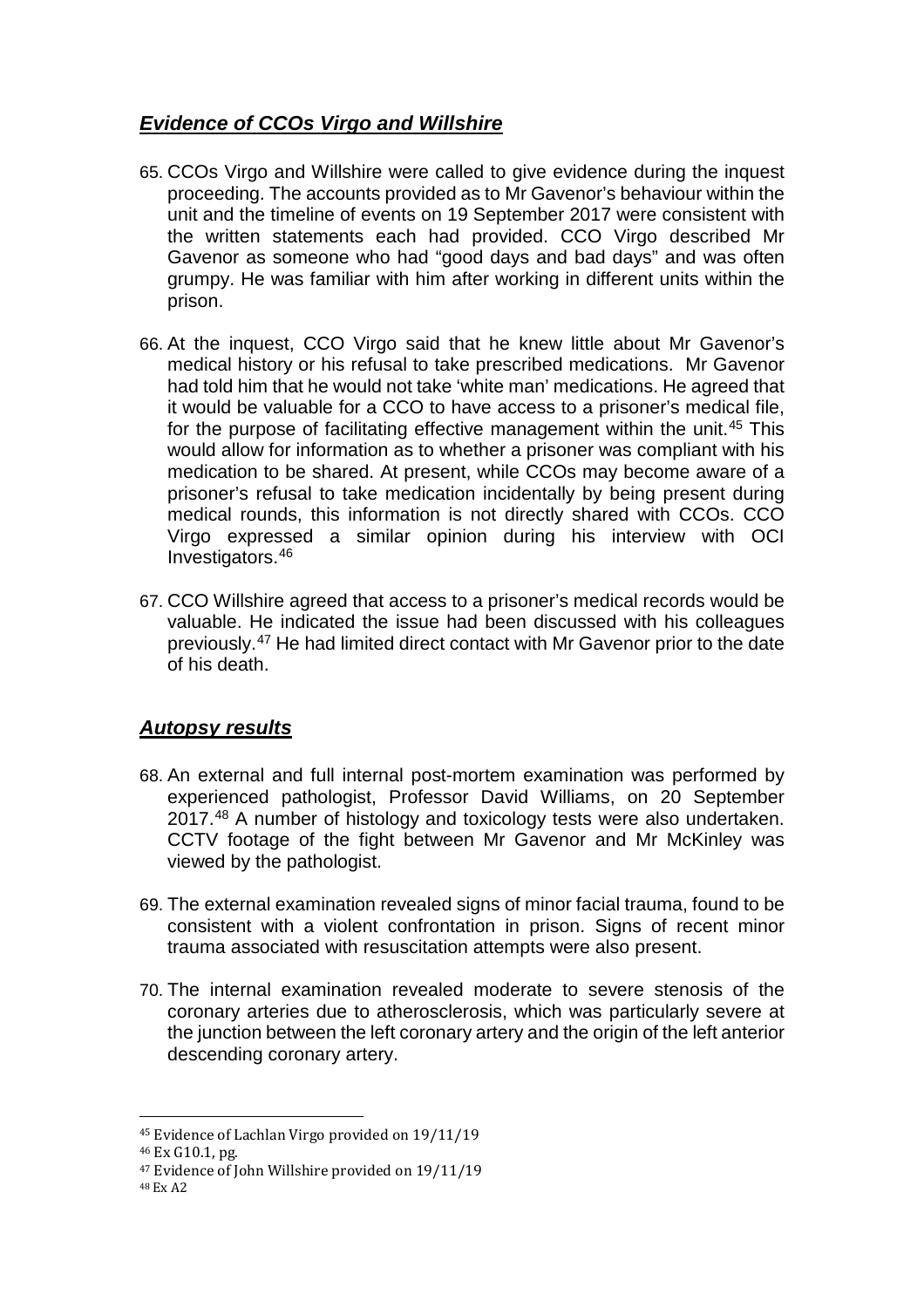## ***Evidence of CCOs Virgo and Willshire***

65. CCOs Virgo and Willshire were called to give evidence during the inquest proceeding. The accounts provided as to Mr Gavenor's behaviour within the unit and the timeline of events on 19 September 2017 were consistent with the written statements each had provided. CCO Virgo described Mr Gavenor as someone who had "good days and bad days" and was often grumpy. He was familiar with him after working in different units within the prison.

66. At the inquest, CCO Virgo said that he knew little about Mr Gavenor's medical history or his refusal to take prescribed medications. Mr Gavenor had told him that he would not take 'white man' medications. He agreed that it would be valuable for a CCO to have access to a prisoner's medical file, for the purpose of facilitating effective management within the unit.[45] This would allow for information as to whether a prisoner was compliant with his medication to be shared. At present, while CCOs may become aware of a prisoner's refusal to take medication incidentally by being present during medical rounds, this information is not directly shared with CCOs. CCO Virgo expressed a similar opinion during his interview with OCI Investigators.[46]

67. CCO Willshire agreed that access to a prisoner's medical records would be valuable. He indicated the issue had been discussed with his colleagues previously.[47] He had limited direct contact with Mr Gavenor prior to the date of his death.

## ***Autopsy results***

68. An external and full internal post-mortem examination was performed by experienced pathologist, Professor David Williams, on 20 September 2017.[48] A number of histology and toxicology tests were also undertaken. CCTV footage of the fight between Mr Gavenor and Mr McKinley was viewed by the pathologist.

69. The external examination revealed signs of minor facial trauma, found to be consistent with a violent confrontation in prison. Signs of recent minor trauma associated with resuscitation attempts were also present.

70. The internal examination revealed moderate to severe stenosis of the coronary arteries due to atherosclerosis, which was particularly severe at the junction between the left coronary artery and the origin of the left anterior descending coronary artery.

---

[45] Evidence of Lachlan Virgo provided on 19/11/19

[46] Ex G10.1, pg.

[47] Evidence of John Willshire provided on 19/11/19

[48] Ex A2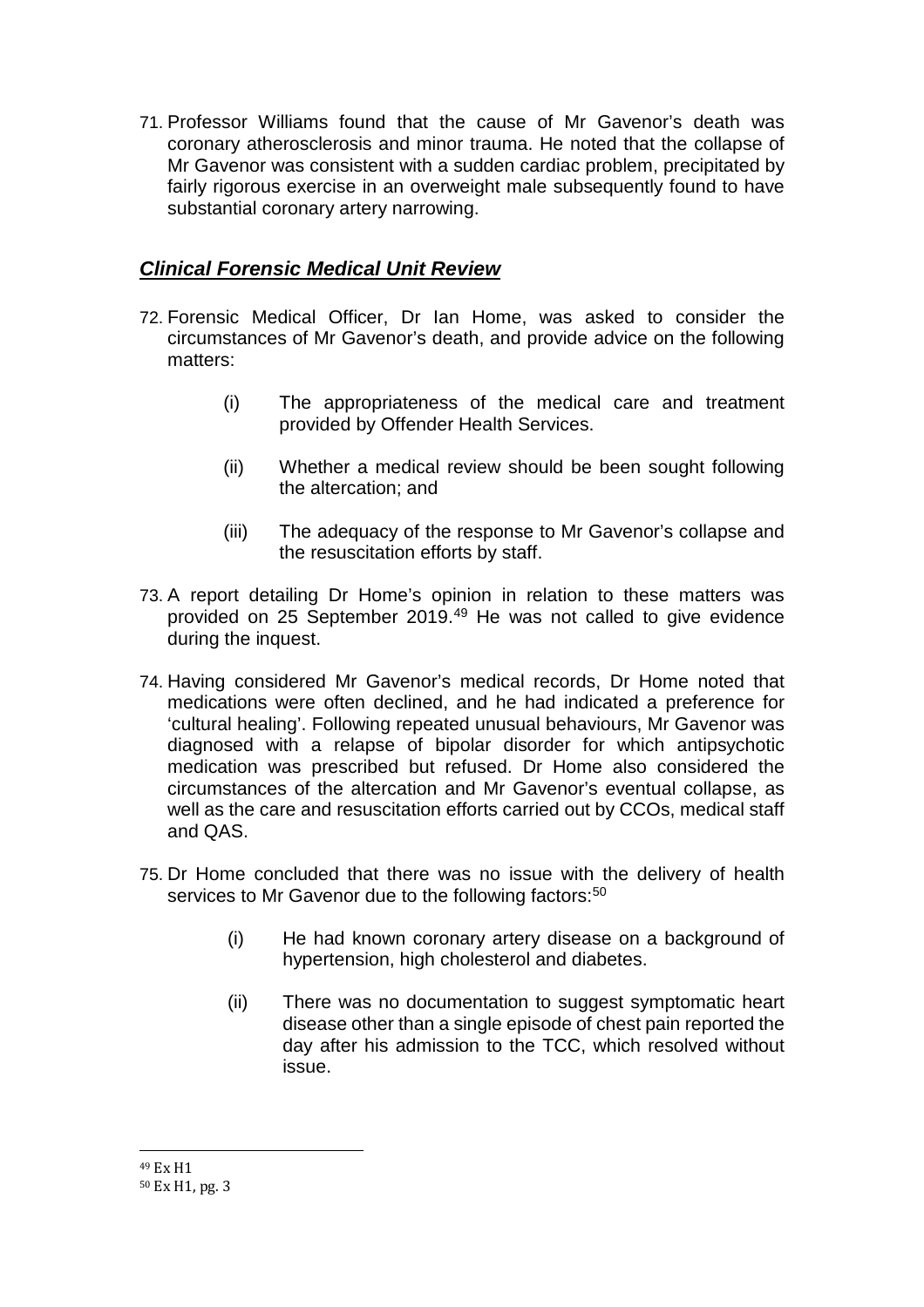71. Professor Williams found that the cause of Mr Gavenor's death was coronary atherosclerosis and minor trauma. He noted that the collapse of Mr Gavenor was consistent with a sudden cardiac problem, precipitated by fairly rigorous exercise in an overweight male subsequently found to have substantial coronary artery narrowing.

## ***Clinical Forensic Medical Unit Review***

72. Forensic Medical Officer, Dr Ian Home, was asked to consider the circumstances of Mr Gavenor's death, and provide advice on the following matters:

    (i) The appropriateness of the medical care and treatment provided by Offender Health Services.

    (ii) Whether a medical review should be been sought following the altercation; and

    (iii) The adequacy of the response to Mr Gavenor's collapse and the resuscitation efforts by staff.

73. A report detailing Dr Home's opinion in relation to these matters was provided on 25 September 2019.[49] He was not called to give evidence during the inquest.

74. Having considered Mr Gavenor's medical records, Dr Home noted that medications were often declined, and he had indicated a preference for 'cultural healing'. Following repeated unusual behaviours, Mr Gavenor was diagnosed with a relapse of bipolar disorder for which antipsychotic medication was prescribed but refused. Dr Home also considered the circumstances of the altercation and Mr Gavenor's eventual collapse, as well as the care and resuscitation efforts carried out by CCOs, medical staff and QAS.

75. Dr Home concluded that there was no issue with the delivery of health services to Mr Gavenor due to the following factors:[50]

    (i) He had known coronary artery disease on a background of hypertension, high cholesterol and diabetes.

    (ii) There was no documentation to suggest symptomatic heart disease other than a single episode of chest pain reported the day after his admission to the TCC, which resolved without issue.

---

[49] Ex H1

[50] Ex H1, pg. 3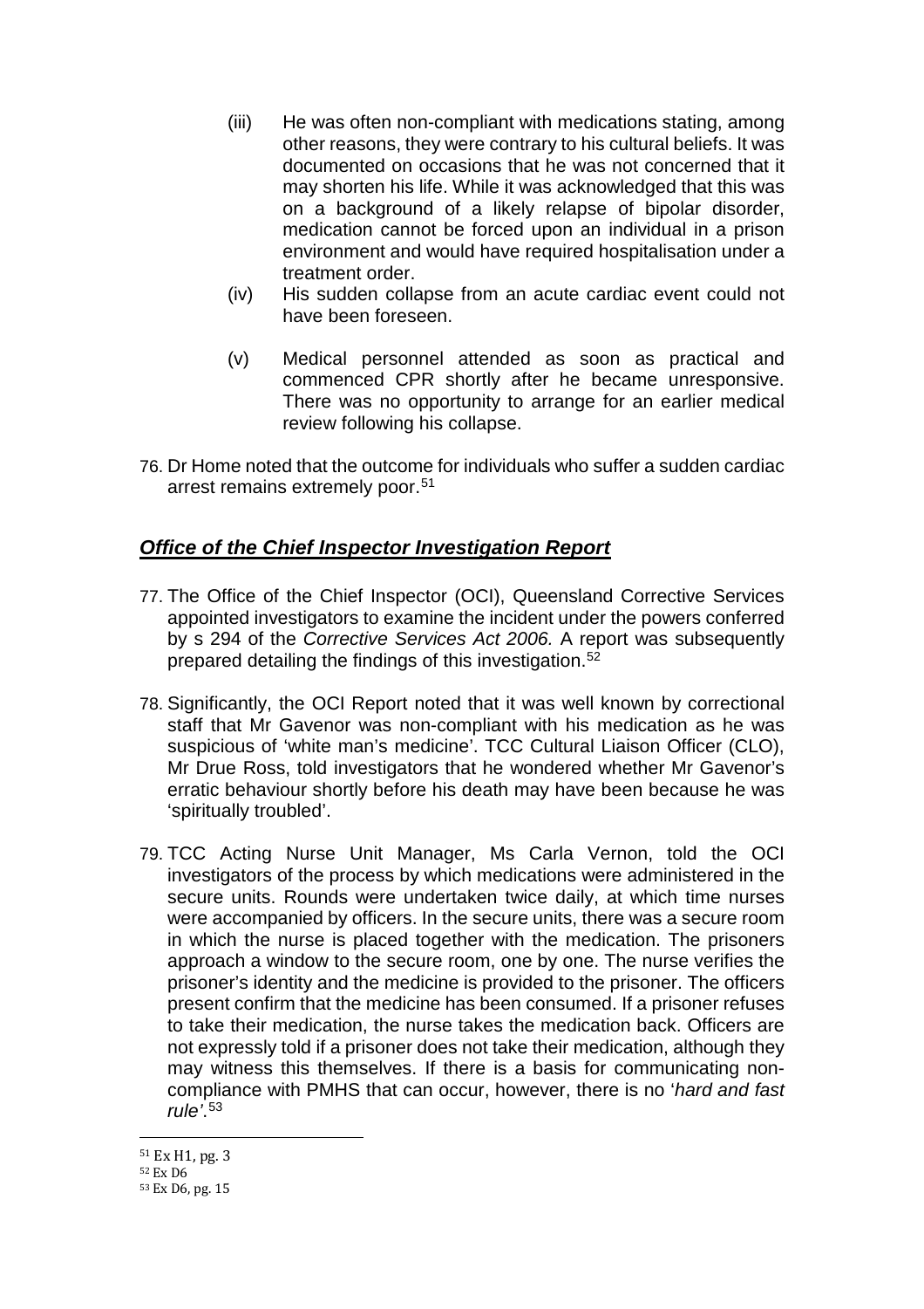(iii) He was often non-compliant with medications stating, among other reasons, they were contrary to his cultural beliefs. It was documented on occasions that he was not concerned that it may shorten his life. While it was acknowledged that this was on a background of a likely relapse of bipolar disorder, medication cannot be forced upon an individual in a prison environment and would have required hospitalisation under a treatment order.

(iv) His sudden collapse from an acute cardiac event could not have been foreseen.

(v) Medical personnel attended as soon as practical and commenced CPR shortly after he became unresponsive. There was no opportunity to arrange for an earlier medical review following his collapse.

76. Dr Home noted that the outcome for individuals who suffer a sudden cardiac arrest remains extremely poor.[51]

## ***Office of the Chief Inspector Investigation Report***

77. The Office of the Chief Inspector (OCI), Queensland Corrective Services appointed investigators to examine the incident under the powers conferred by s 294 of the *Corrective Services Act 2006.* A report was subsequently prepared detailing the findings of this investigation.[52]

78. Significantly, the OCI Report noted that it was well known by correctional staff that Mr Gavenor was non-compliant with his medication as he was suspicious of 'white man's medicine'. TCC Cultural Liaison Officer (CLO), Mr Drue Ross, told investigators that he wondered whether Mr Gavenor's erratic behaviour shortly before his death may have been because he was 'spiritually troubled'.

79. TCC Acting Nurse Unit Manager, Ms Carla Vernon, told the OCI investigators of the process by which medications were administered in the secure units. Rounds were undertaken twice daily, at which time nurses were accompanied by officers. In the secure units, there was a secure room in which the nurse is placed together with the medication. The prisoners approach a window to the secure room, one by one. The nurse verifies the prisoner's identity and the medicine is provided to the prisoner. The officers present confirm that the medicine has been consumed. If a prisoner refuses to take their medication, the nurse takes the medication back. Officers are not expressly told if a prisoner does not take their medication, although they may witness this themselves. If there is a basis for communicating non-compliance with PMHS that can occur, however, there is no '*hard and fast rule'*.[53]

---

[51] Ex H1, pg. 3

[52] Ex D6

[53] Ex D6, pg. 15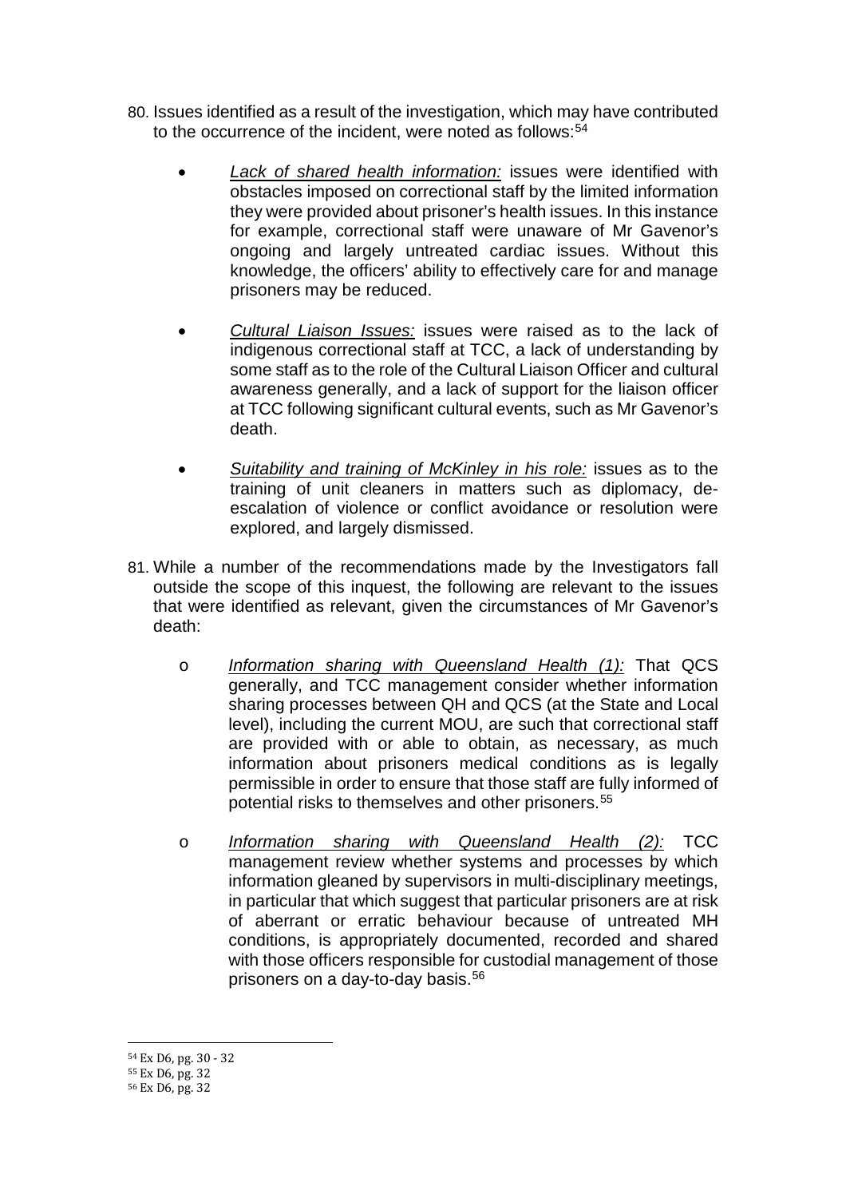80. Issues identified as a result of the investigation, which may have contributed to the occurrence of the incident, were noted as follows:[54]

    - *Lack of shared health information:* issues were identified with obstacles imposed on correctional staff by the limited information they were provided about prisoner's health issues. In this instance for example, correctional staff were unaware of Mr Gavenor's ongoing and largely untreated cardiac issues. Without this knowledge, the officers' ability to effectively care for and manage prisoners may be reduced.

    - *Cultural Liaison Issues:* issues were raised as to the lack of indigenous correctional staff at TCC, a lack of understanding by some staff as to the role of the Cultural Liaison Officer and cultural awareness generally, and a lack of support for the liaison officer at TCC following significant cultural events, such as Mr Gavenor's death.

    - *Suitability and training of McKinley in his role:* issues as to the training of unit cleaners in matters such as diplomacy, de-escalation of violence or conflict avoidance or resolution were explored, and largely dismissed.

81. While a number of the recommendations made by the Investigators fall outside the scope of this inquest, the following are relevant to the issues that were identified as relevant, given the circumstances of Mr Gavenor's death:

    - *Information sharing with Queensland Health (1):* That QCS generally, and TCC management consider whether information sharing processes between QH and QCS (at the State and Local level), including the current MOU, are such that correctional staff are provided with or able to obtain, as necessary, as much information about prisoners medical conditions as is legally permissible in order to ensure that those staff are fully informed of potential risks to themselves and other prisoners.[55]

    - *Information sharing with Queensland Health (2):* TCC management review whether systems and processes by which information gleaned by supervisors in multi-disciplinary meetings, in particular that which suggest that particular prisoners are at risk of aberrant or erratic behaviour because of untreated MH conditions, is appropriately documented, recorded and shared with those officers responsible for custodial management of those prisoners on a day-to-day basis.[56]

---

[54] Ex D6, pg. 30 - 32

[55] Ex D6, pg. 32

[56] Ex D6, pg. 32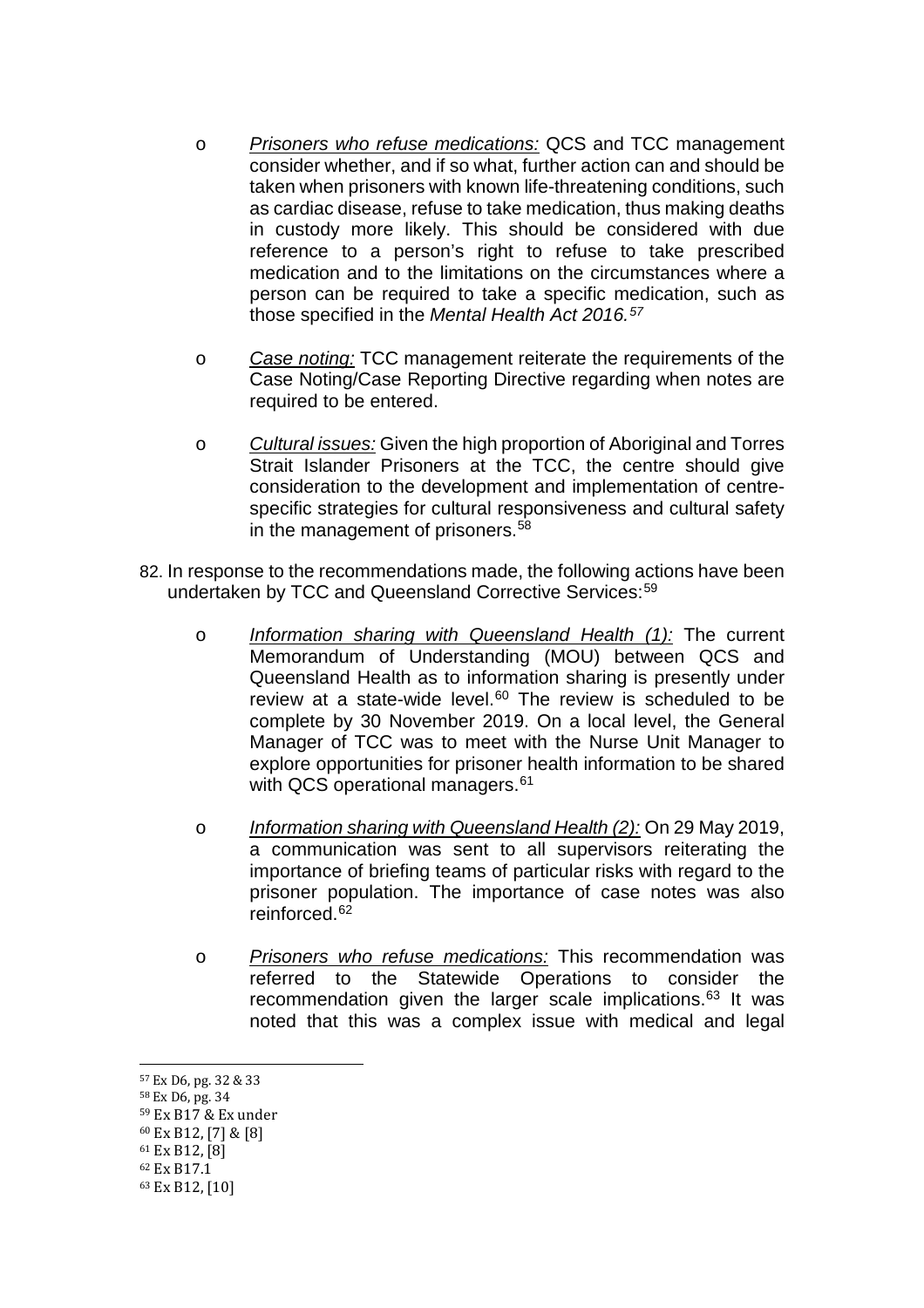- *Prisoners who refuse medications:* QCS and TCC management consider whether, and if so what, further action can and should be taken when prisoners with known life-threatening conditions, such as cardiac disease, refuse to take medication, thus making deaths in custody more likely. This should be considered with due reference to a person's right to refuse to take prescribed medication and to the limitations on the circumstances where a person can be required to take a specific medication, such as those specified in the *Mental Health Act 2016.*[57]

- *Case noting:* TCC management reiterate the requirements of the Case Noting/Case Reporting Directive regarding when notes are required to be entered.

- *Cultural issues:* Given the high proportion of Aboriginal and Torres Strait Islander Prisoners at the TCC, the centre should give consideration to the development and implementation of centre-specific strategies for cultural responsiveness and cultural safety in the management of prisoners.[58]

82. In response to the recommendations made, the following actions have been undertaken by TCC and Queensland Corrective Services:[59]

    - *Information sharing with Queensland Health (1):* The current Memorandum of Understanding (MOU) between QCS and Queensland Health as to information sharing is presently under review at a state-wide level.[60] The review is scheduled to be complete by 30 November 2019. On a local level, the General Manager of TCC was to meet with the Nurse Unit Manager to explore opportunities for prisoner health information to be shared with QCS operational managers.[61]

    - *Information sharing with Queensland Health (2):* On 29 May 2019, a communication was sent to all supervisors reiterating the importance of briefing teams of particular risks with regard to the prisoner population. The importance of case notes was also reinforced.[62]

    - *Prisoners who refuse medications:* This recommendation was referred to the Statewide Operations to consider the recommendation given the larger scale implications.[63] It was noted that this was a complex issue with medical and legal

---

[57] Ex D6, pg. 32 & 33

[58] Ex D6, pg. 34

[59] Ex B17 & Ex under

[60] Ex B12, [7] & [8]

[61] Ex B12, [8]

[62] Ex B17.1

[63] Ex B12, [10]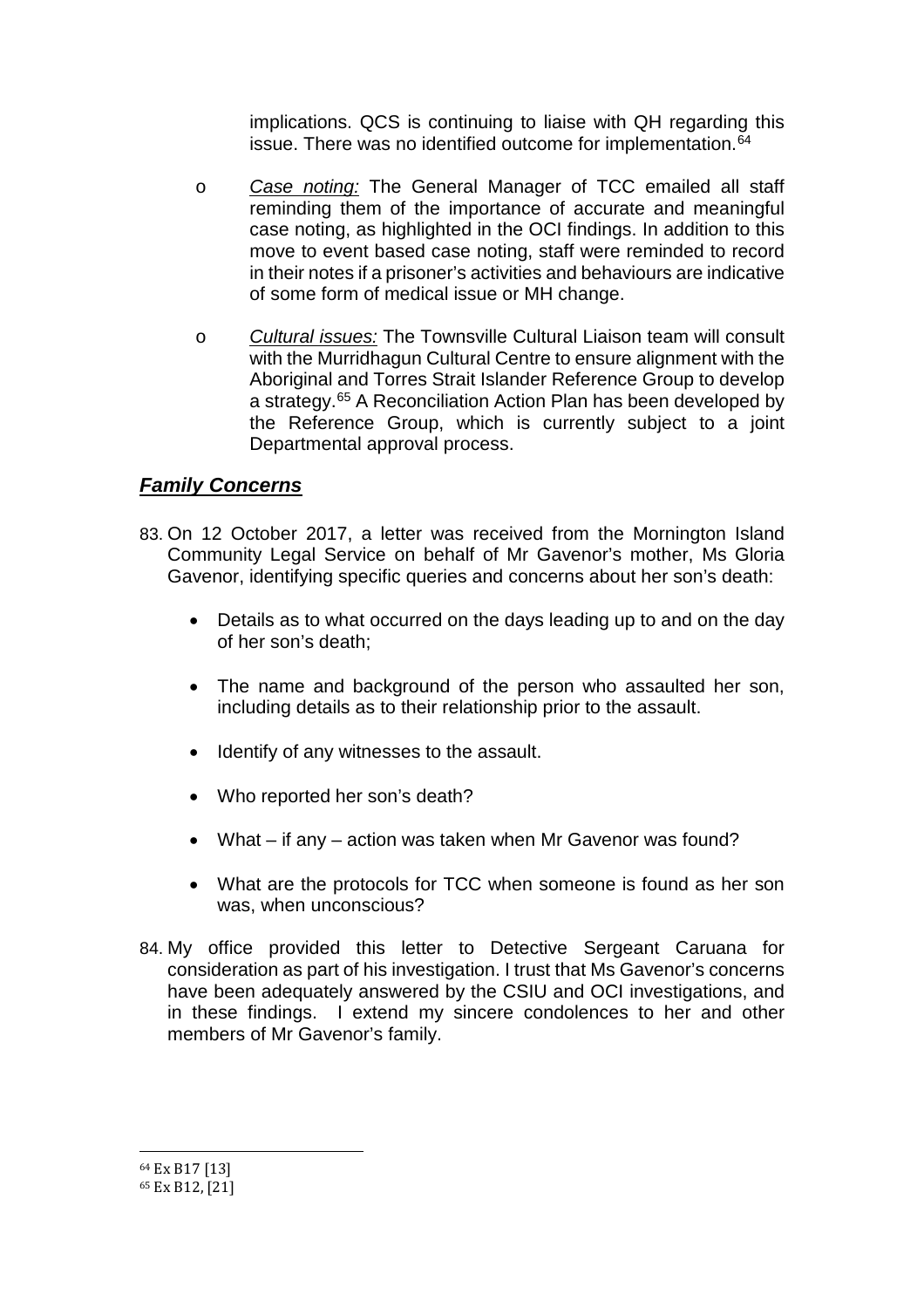implications. QCS is continuing to liaise with QH regarding this issue. There was no identified outcome for implementation.[64]

- *Case noting:* The General Manager of TCC emailed all staff reminding them of the importance of accurate and meaningful case noting, as highlighted in the OCI findings. In addition to this move to event based case noting, staff were reminded to record in their notes if a prisoner's activities and behaviours are indicative of some form of medical issue or MH change.

- *Cultural issues:* The Townsville Cultural Liaison team will consult with the Murridhagun Cultural Centre to ensure alignment with the Aboriginal and Torres Strait Islander Reference Group to develop a strategy.[65] A Reconciliation Action Plan has been developed by the Reference Group, which is currently subject to a joint Departmental approval process.

## ***Family Concerns***

83. On 12 October 2017, a letter was received from the Mornington Island Community Legal Service on behalf of Mr Gavenor's mother, Ms Gloria Gavenor, identifying specific queries and concerns about her son's death:

    - Details as to what occurred on the days leading up to and on the day of her son's death;
    - The name and background of the person who assaulted her son, including details as to their relationship prior to the assault.
    - Identify of any witnesses to the assault.
    - Who reported her son's death?
    - What – if any – action was taken when Mr Gavenor was found?
    - What are the protocols for TCC when someone is found as her son was, when unconscious?

84. My office provided this letter to Detective Sergeant Caruana for consideration as part of his investigation. I trust that Ms Gavenor's concerns have been adequately answered by the CSIU and OCI investigations, and in these findings. I extend my sincere condolences to her and other members of Mr Gavenor's family.

---

[64] Ex B17 [13]

[65] Ex B12, [21]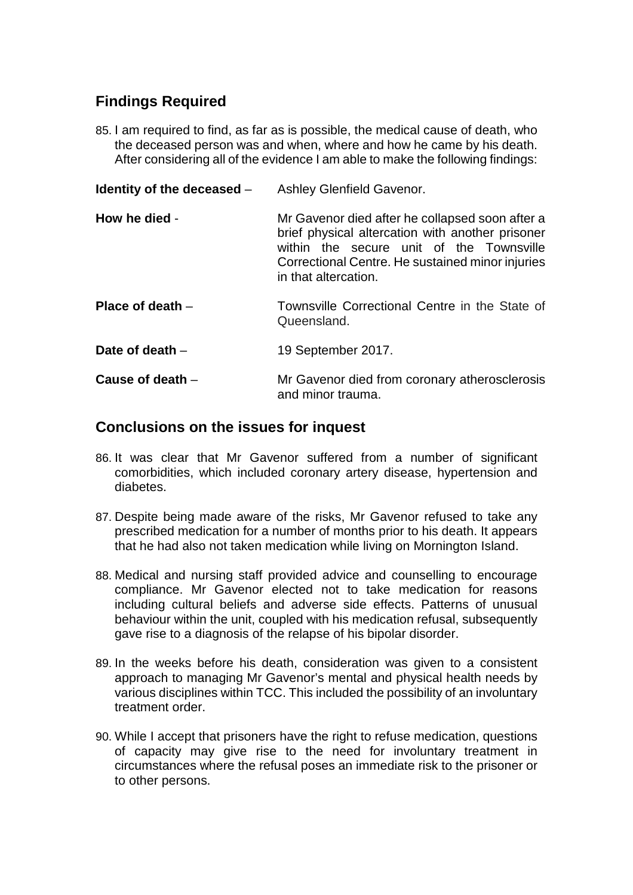## Findings Required

85. I am required to find, as far as is possible, the medical cause of death, who the deceased person was and when, where and how he came by his death. After considering all of the evidence I am able to make the following findings:

**Identity of the deceased** – Ashley Glenfield Gavenor.

**How he died** - Mr Gavenor died after he collapsed soon after a brief physical altercation with another prisoner within the secure unit of the Townsville Correctional Centre. He sustained minor injuries in that altercation.

**Place of death** – Townsville Correctional Centre in the State of Queensland.

**Date of death** – 19 September 2017.

**Cause of death** – Mr Gavenor died from coronary atherosclerosis and minor trauma.

## Conclusions on the issues for inquest

86. It was clear that Mr Gavenor suffered from a number of significant comorbidities, which included coronary artery disease, hypertension and diabetes.

87. Despite being made aware of the risks, Mr Gavenor refused to take any prescribed medication for a number of months prior to his death. It appears that he had also not taken medication while living on Mornington Island.

88. Medical and nursing staff provided advice and counselling to encourage compliance. Mr Gavenor elected not to take medication for reasons including cultural beliefs and adverse side effects. Patterns of unusual behaviour within the unit, coupled with his medication refusal, subsequently gave rise to a diagnosis of the relapse of his bipolar disorder.

89. In the weeks before his death, consideration was given to a consistent approach to managing Mr Gavenor's mental and physical health needs by various disciplines within TCC. This included the possibility of an involuntary treatment order.

90. While I accept that prisoners have the right to refuse medication, questions of capacity may give rise to the need for involuntary treatment in circumstances where the refusal poses an immediate risk to the prisoner or to other persons.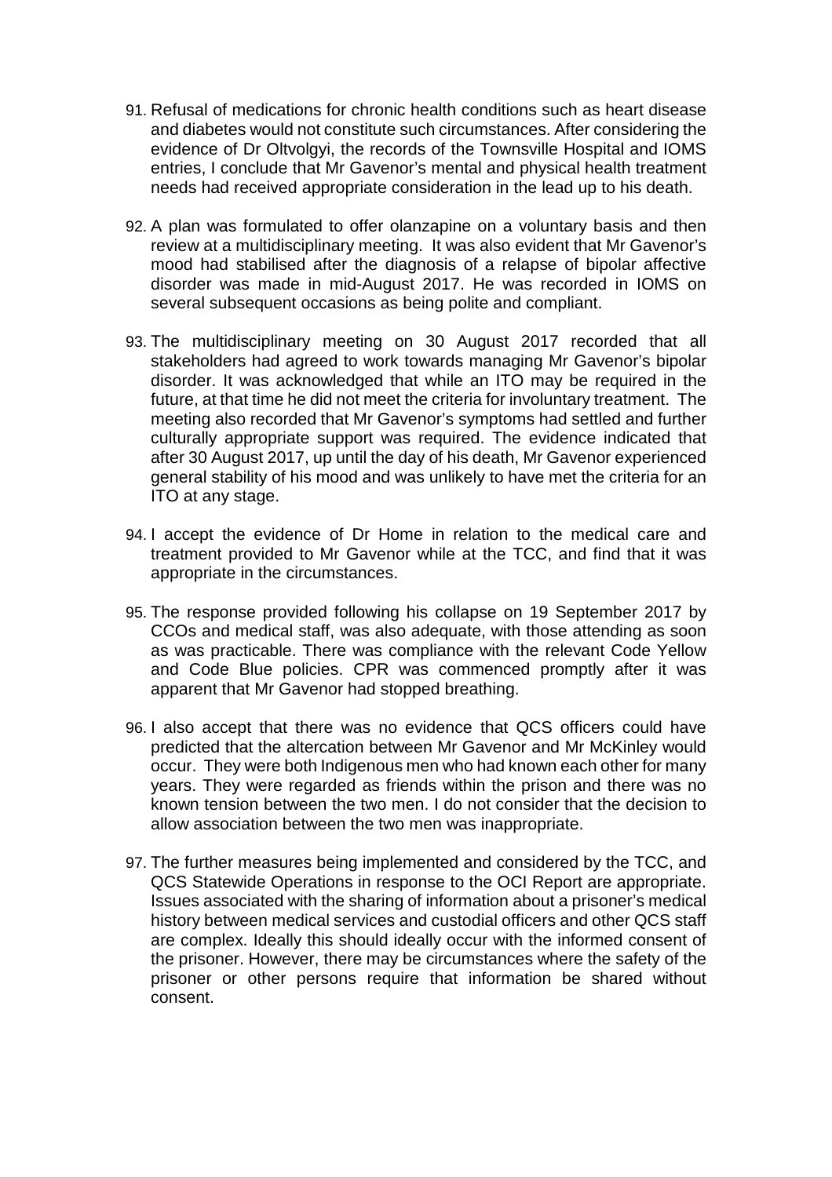91. Refusal of medications for chronic health conditions such as heart disease and diabetes would not constitute such circumstances. After considering the evidence of Dr Oltvolgyi, the records of the Townsville Hospital and IOMS entries, I conclude that Mr Gavenor's mental and physical health treatment needs had received appropriate consideration in the lead up to his death.

92. A plan was formulated to offer olanzapine on a voluntary basis and then review at a multidisciplinary meeting. It was also evident that Mr Gavenor's mood had stabilised after the diagnosis of a relapse of bipolar affective disorder was made in mid-August 2017. He was recorded in IOMS on several subsequent occasions as being polite and compliant.

93. The multidisciplinary meeting on 30 August 2017 recorded that all stakeholders had agreed to work towards managing Mr Gavenor's bipolar disorder. It was acknowledged that while an ITO may be required in the future, at that time he did not meet the criteria for involuntary treatment. The meeting also recorded that Mr Gavenor's symptoms had settled and further culturally appropriate support was required. The evidence indicated that after 30 August 2017, up until the day of his death, Mr Gavenor experienced general stability of his mood and was unlikely to have met the criteria for an ITO at any stage.

94. I accept the evidence of Dr Home in relation to the medical care and treatment provided to Mr Gavenor while at the TCC, and find that it was appropriate in the circumstances.

95. The response provided following his collapse on 19 September 2017 by CCOs and medical staff, was also adequate, with those attending as soon as was practicable. There was compliance with the relevant Code Yellow and Code Blue policies. CPR was commenced promptly after it was apparent that Mr Gavenor had stopped breathing.

96. I also accept that there was no evidence that QCS officers could have predicted that the altercation between Mr Gavenor and Mr McKinley would occur. They were both Indigenous men who had known each other for many years. They were regarded as friends within the prison and there was no known tension between the two men. I do not consider that the decision to allow association between the two men was inappropriate.

97. The further measures being implemented and considered by the TCC, and QCS Statewide Operations in response to the OCI Report are appropriate. Issues associated with the sharing of information about a prisoner's medical history between medical services and custodial officers and other QCS staff are complex. Ideally this should ideally occur with the informed consent of the prisoner. However, there may be circumstances where the safety of the prisoner or other persons require that information be shared without consent.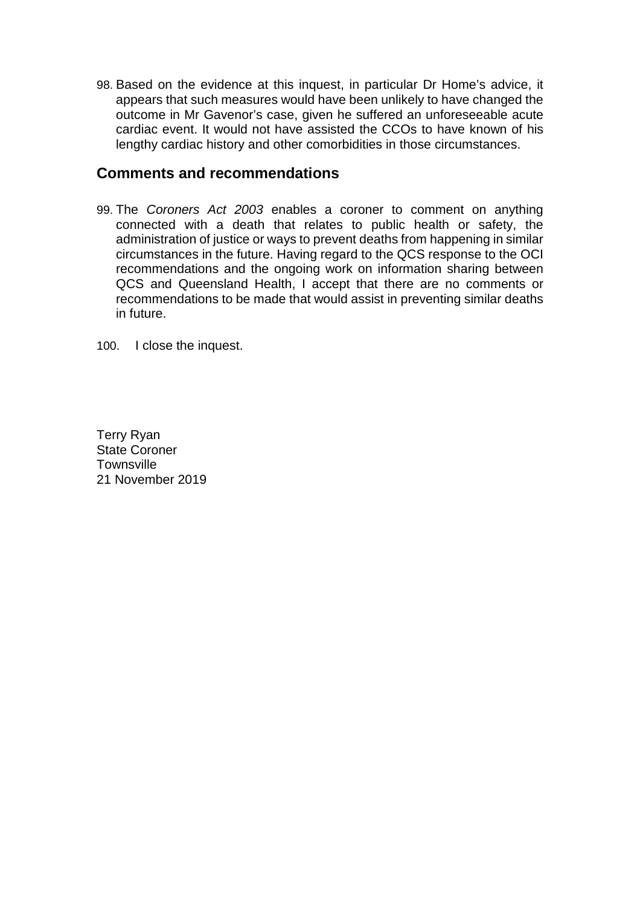98. Based on the evidence at this inquest, in particular Dr Home's advice, it appears that such measures would have been unlikely to have changed the outcome in Mr Gavenor's case, given he suffered an unforeseeable acute cardiac event. It would not have assisted the CCOs to have known of his lengthy cardiac history and other comorbidities in those circumstances.

## Comments and recommendations

99. The *Coroners Act 2003* enables a coroner to comment on anything connected with a death that relates to public health or safety, the administration of justice or ways to prevent deaths from happening in similar circumstances in the future. Having regard to the QCS response to the OCI recommendations and the ongoing work on information sharing between QCS and Queensland Health, I accept that there are no comments or recommendations to be made that would assist in preventing similar deaths in future.

100. I close the inquest.

Terry Ryan
State Coroner
Townsville
21 November 2019